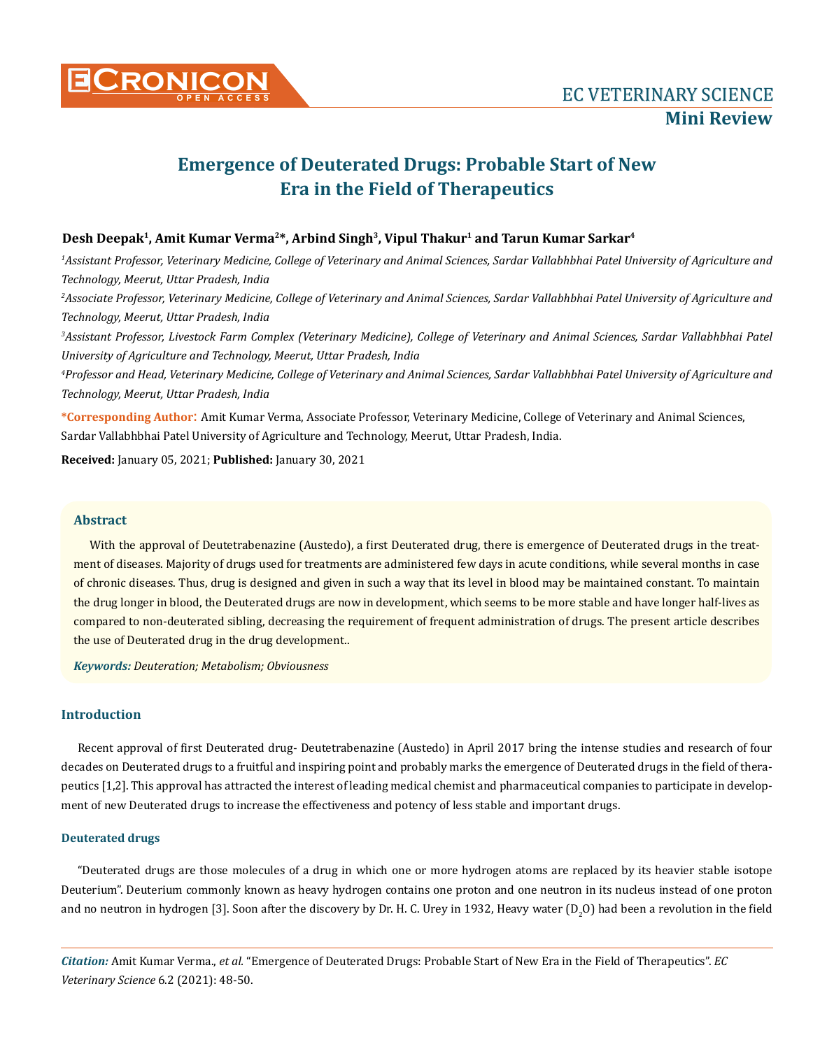# Emergence of Deuterated Drugs: Probable Start of New Era in the Field of Therapeutics

**Desh Deepak[1], Amit Kumar Verma[2]*, Arbind Singh[3], Vipul Thakur[1] and Tarun Kumar Sarkar[4]**

*[1]Assistant Professor, Veterinary Medicine, College of Veterinary and Animal Sciences, Sardar Vallabhbhai Patel University of Agriculture and Technology, Meerut, Uttar Pradesh, India*

*[2]Associate Professor, Veterinary Medicine, College of Veterinary and Animal Sciences, Sardar Vallabhbhai Patel University of Agriculture and Technology, Meerut, Uttar Pradesh, India*

*[3]Assistant Professor, Livestock Farm Complex (Veterinary Medicine), College of Veterinary and Animal Sciences, Sardar Vallabhbhai Patel University of Agriculture and Technology, Meerut, Uttar Pradesh, India*

*[4]Professor and Head, Veterinary Medicine, College of Veterinary and Animal Sciences, Sardar Vallabhbhai Patel University of Agriculture and Technology, Meerut, Uttar Pradesh, India*

**\*Corresponding Author:** Amit Kumar Verma, Associate Professor, Veterinary Medicine, College of Veterinary and Animal Sciences, Sardar Vallabhbhai Patel University of Agriculture and Technology, Meerut, Uttar Pradesh, India.

**Received:** January 05, 2021; **Published:** January 30, 2021

## Abstract

With the approval of Deutetrabenazine (Austedo), a first Deuterated drug, there is emergence of Deuterated drugs in the treatment of diseases. Majority of drugs used for treatments are administered few days in acute conditions, while several months in case of chronic diseases. Thus, drug is designed and given in such a way that its level in blood may be maintained constant. To maintain the drug longer in blood, the Deuterated drugs are now in development, which seems to be more stable and have longer half-lives as compared to non-deuterated sibling, decreasing the requirement of frequent administration of drugs. The present article describes the use of Deuterated drug in the drug development..

***Keywords:*** *Deuteration; Metabolism; Obviousness*

## Introduction

Recent approval of first Deuterated drug- Deutetrabenazine (Austedo) in April 2017 bring the intense studies and research of four decades on Deuterated drugs to a fruitful and inspiring point and probably marks the emergence of Deuterated drugs in the field of therapeutics [1,2]. This approval has attracted the interest of leading medical chemist and pharmaceutical companies to participate in development of new Deuterated drugs to increase the effectiveness and potency of less stable and important drugs.

### Deuterated drugs

"Deuterated drugs are those molecules of a drug in which one or more hydrogen atoms are replaced by its heavier stable isotope Deuterium". Deuterium commonly known as heavy hydrogen contains one proton and one neutron in its nucleus instead of one proton and no neutron in hydrogen [3]. Soon after the discovery by Dr. H. C. Urey in 1932, Heavy water ($D_2O$) had been a revolution in the field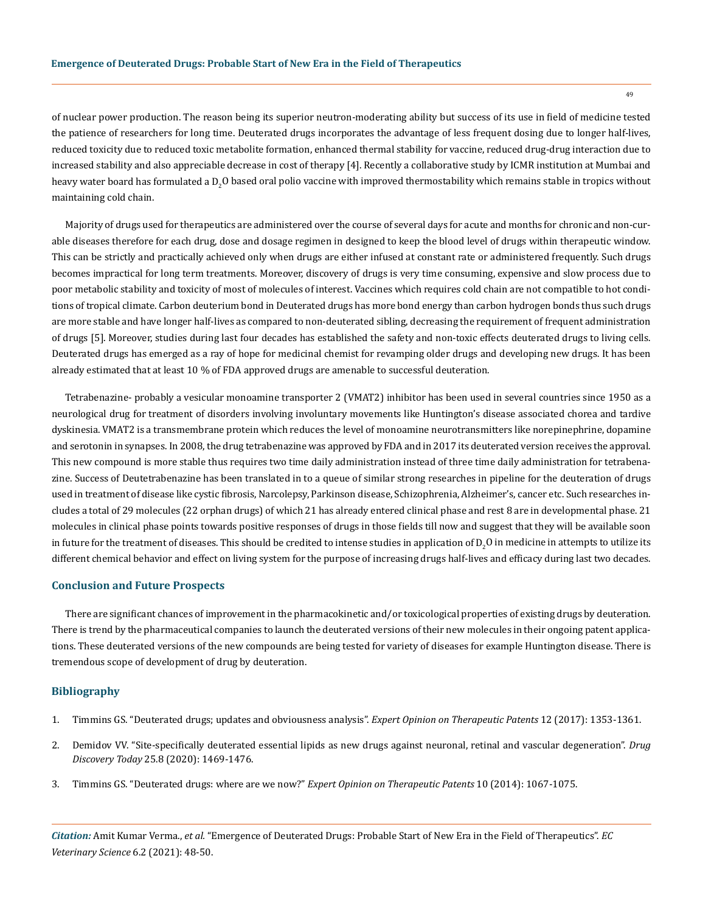of nuclear power production. The reason being its superior neutron-moderating ability but success of its use in field of medicine tested the patience of researchers for long time. Deuterated drugs incorporates the advantage of less frequent dosing due to longer half-lives, reduced toxicity due to reduced toxic metabolite formation, enhanced thermal stability for vaccine, reduced drug-drug interaction due to increased stability and also appreciable decrease in cost of therapy [4]. Recently a collaborative study by ICMR institution at Mumbai and heavy water board has formulated a $D_2O$ based oral polio vaccine with improved thermostability which remains stable in tropics without maintaining cold chain.

Majority of drugs used for therapeutics are administered over the course of several days for acute and months for chronic and non-curable diseases therefore for each drug, dose and dosage regimen in designed to keep the blood level of drugs within therapeutic window. This can be strictly and practically achieved only when drugs are either infused at constant rate or administered frequently. Such drugs becomes impractical for long term treatments. Moreover, discovery of drugs is very time consuming, expensive and slow process due to poor metabolic stability and toxicity of most of molecules of interest. Vaccines which requires cold chain are not compatible to hot conditions of tropical climate. Carbon deuterium bond in Deuterated drugs has more bond energy than carbon hydrogen bonds thus such drugs are more stable and have longer half-lives as compared to non-deuterated sibling, decreasing the requirement of frequent administration of drugs [5]. Moreover, studies during last four decades has established the safety and non-toxic effects deuterated drugs to living cells. Deuterated drugs has emerged as a ray of hope for medicinal chemist for revamping older drugs and developing new drugs. It has been already estimated that at least 10 % of FDA approved drugs are amenable to successful deuteration.

Tetrabenazine- probably a vesicular monoamine transporter 2 (VMAT2) inhibitor has been used in several countries since 1950 as a neurological drug for treatment of disorders involving involuntary movements like Huntington's disease associated chorea and tardive dyskinesia. VMAT2 is a transmembrane protein which reduces the level of monoamine neurotransmitters like norepinephrine, dopamine and serotonin in synapses. In 2008, the drug tetrabenazine was approved by FDA and in 2017 its deuterated version receives the approval. This new compound is more stable thus requires two time daily administration instead of three time daily administration for tetrabenazine. Success of Deutetrabenazine has been translated in to a queue of similar strong researches in pipeline for the deuteration of drugs used in treatment of disease like cystic fibrosis, Narcolepsy, Parkinson disease, Schizophrenia, Alzheimer's, cancer etc. Such researches includes a total of 29 molecules (22 orphan drugs) of which 21 has already entered clinical phase and rest 8 are in developmental phase. 21 molecules in clinical phase points towards positive responses of drugs in those fields till now and suggest that they will be available soon in future for the treatment of diseases. This should be credited to intense studies in application of $D_2O$ in medicine in attempts to utilize its different chemical behavior and effect on living system for the purpose of increasing drugs half-lives and efficacy during last two decades.

## Conclusion and Future Prospects

There are significant chances of improvement in the pharmacokinetic and/or toxicological properties of existing drugs by deuteration. There is trend by the pharmaceutical companies to launch the deuterated versions of their new molecules in their ongoing patent applications. These deuterated versions of the new compounds are being tested for variety of diseases for example Huntington disease. There is tremendous scope of development of drug by deuteration.

## Bibliography

1. Timmins GS. "Deuterated drugs; updates and obviousness analysis". *Expert Opinion on Therapeutic Patents* 12 (2017): 1353-1361.
2. Demidov VV. "Site-specifically deuterated essential lipids as new drugs against neuronal, retinal and vascular degeneration". *Drug Discovery Today* 25.8 (2020): 1469-1476.
3. Timmins GS. "Deuterated drugs: where are we now?" *Expert Opinion on Therapeutic Patents* 10 (2014): 1067-1075.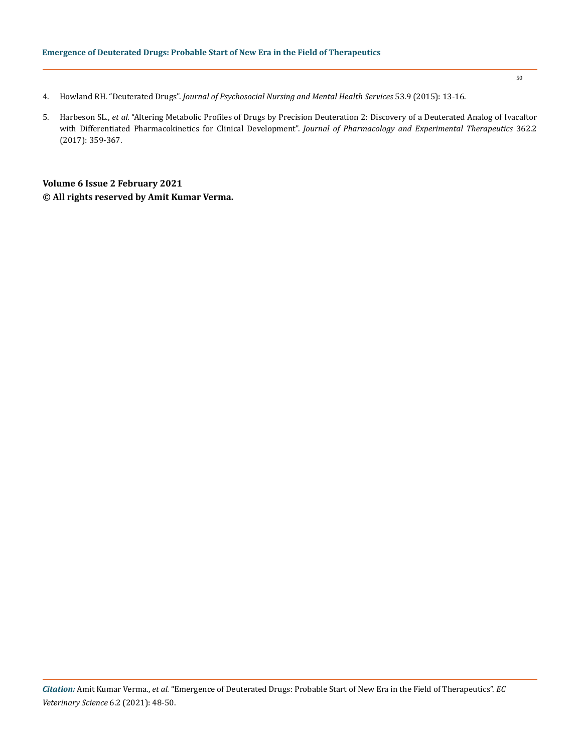4. Howland RH. "Deuterated Drugs". *Journal of Psychosocial Nursing and Mental Health Services* 53.9 (2015): 13-16.

5. Harbeson SL., *et al.* "Altering Metabolic Profiles of Drugs by Precision Deuteration 2: Discovery of a Deuterated Analog of Ivacaftor with Differentiated Pharmacokinetics for Clinical Development". *Journal of Pharmacology and Experimental Therapeutics* 362.2 (2017): 359-367.

**Volume 6 Issue 2 February 2021**
**© All rights reserved by Amit Kumar Verma.**